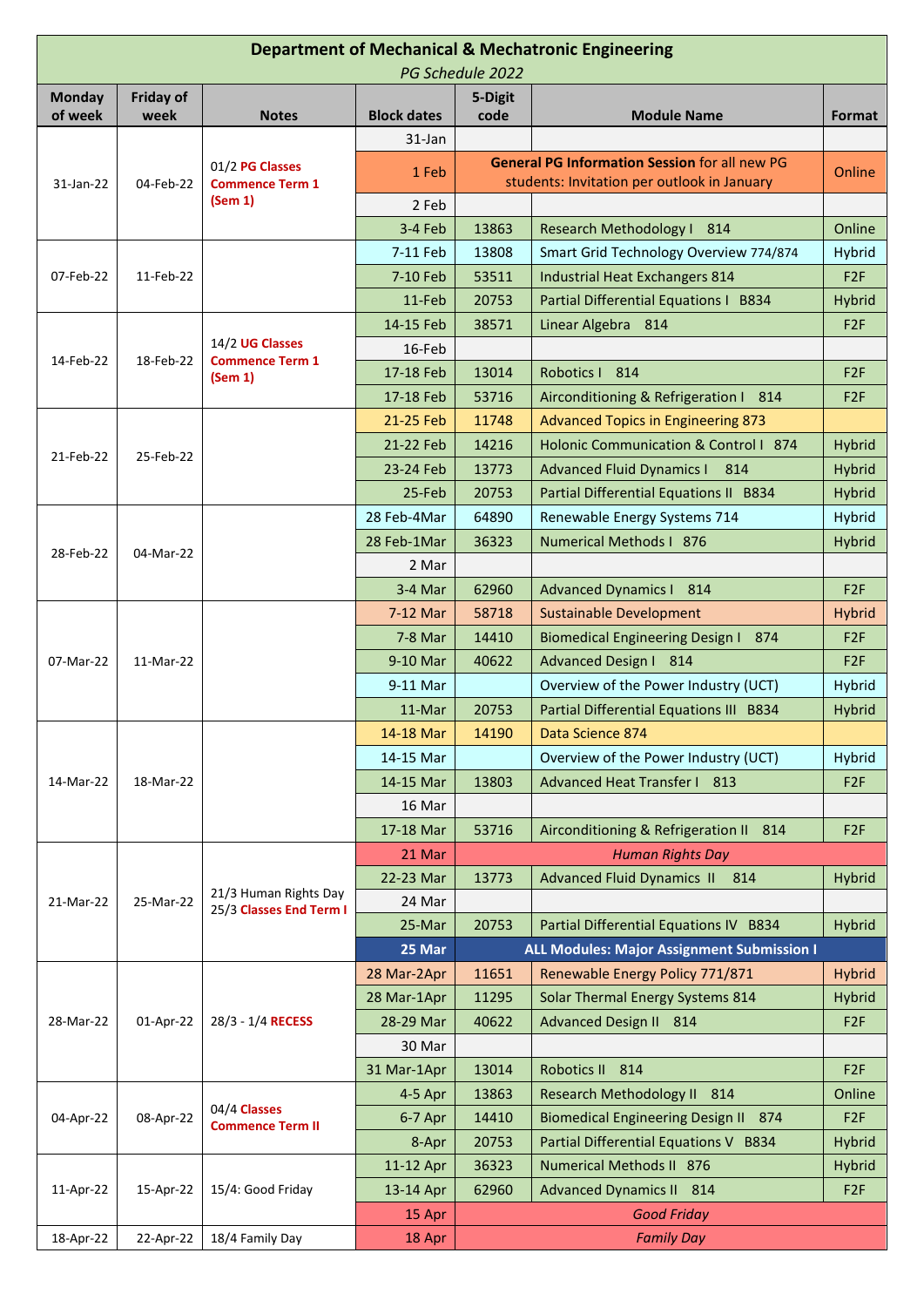# Department of Mechanical & Mechatronic Engineering

*PG Schedule 2022*

| Monday of week | Friday of week | Notes | Block dates | 5-Digit code | Module Name | Format |
|---|---|---|---|---|---|---|
| 31-Jan-22 | 04-Feb-22 | 01/2 **PG Classes Commence Term 1 (Sem 1)** | 31-Jan | | | |
| | | | 1 Feb | | **General PG Information Session** for all new PG students: Invitation per outlook in January | Online |
| | | | 2 Feb | | | |
| | | | 3-4 Feb | 13863 | Research Methodology I 814 | Online |
| 07-Feb-22 | 11-Feb-22 | | 7-11 Feb | 13808 | Smart Grid Technology Overview 774/874 | Hybrid |
| | | | 7-10 Feb | 53511 | Industrial Heat Exchangers 814 | F2F |
| | | | 11-Feb | 20753 | Partial Differential Equations I B834 | Hybrid |
| 14-Feb-22 | 18-Feb-22 | 14/2 **UG Classes Commence Term 1 (Sem 1)** | 14-15 Feb | 38571 | Linear Algebra 814 | F2F |
| | | | 16-Feb | | | |
| | | | 17-18 Feb | 13014 | Robotics I 814 | F2F |
| | | | 17-18 Feb | 53716 | Airconditioning & Refrigeration I 814 | F2F |
| 21-Feb-22 | 25-Feb-22 | | 21-25 Feb | 11748 | Advanced Topics in Engineering 873 | |
| | | | 21-22 Feb | 14216 | Holonic Communication & Control I 874 | Hybrid |
| | | | 23-24 Feb | 13773 | Advanced Fluid Dynamics I 814 | Hybrid |
| | | | 25-Feb | 20753 | Partial Differential Equations II B834 | Hybrid |
| 28-Feb-22 | 04-Mar-22 | | 28 Feb-4Mar | 64890 | Renewable Energy Systems 714 | Hybrid |
| | | | 28 Feb-1Mar | 36323 | Numerical Methods I 876 | Hybrid |
| | | | 2 Mar | | | |
| | | | 3-4 Mar | 62960 | Advanced Dynamics I 814 | F2F |
| 07-Mar-22 | 11-Mar-22 | | 7-12 Mar | 58718 | Sustainable Development | Hybrid |
| | | | 7-8 Mar | 14410 | Biomedical Engineering Design I 874 | F2F |
| | | | 9-10 Mar | 40622 | Advanced Design I 814 | F2F |
| | | | 9-11 Mar | | Overview of the Power Industry (UCT) | Hybrid |
| | | | 11-Mar | 20753 | Partial Differential Equations III B834 | Hybrid |
| 14-Mar-22 | 18-Mar-22 | | 14-18 Mar | 14190 | Data Science 874 | |
| | | | 14-15 Mar | | Overview of the Power Industry (UCT) | Hybrid |
| | | | 14-15 Mar | 13803 | Advanced Heat Transfer I 813 | F2F |
| | | | 16 Mar | | | |
| | | | 17-18 Mar | 53716 | Airconditioning & Refrigeration II 814 | F2F |
| 21-Mar-22 | 25-Mar-22 | 21/3 Human Rights Day 25/3 **Classes End Term I** | 21 Mar | | *Human Rights Day* | |
| | | | 22-23 Mar | 13773 | Advanced Fluid Dynamics II 814 | Hybrid |
| | | | 24 Mar | | | |
| | | | 25-Mar | 20753 | Partial Differential Equations IV B834 | Hybrid |
| | | | 25 Mar | | **ALL Modules: Major Assignment Submission I** | |
| 28-Mar-22 | 01-Apr-22 | 28/3 - 1/4 **RECESS** | 28 Mar-2Apr | 11651 | Renewable Energy Policy 771/871 | Hybrid |
| | | | 28 Mar-1Apr | 11295 | Solar Thermal Energy Systems 814 | Hybrid |
| | | | 28-29 Mar | 40622 | Advanced Design II 814 | F2F |
| | | | 30 Mar | | | |
| | | | 31 Mar-1Apr | 13014 | Robotics II 814 | F2F |
| 04-Apr-22 | 08-Apr-22 | 04/4 **Classes Commence Term II** | 4-5 Apr | 13863 | Research Methodology II 814 | Online |
| | | | 6-7 Apr | 14410 | Biomedical Engineering Design II 874 | F2F |
| | | | 8-Apr | 20753 | Partial Differential Equations V B834 | Hybrid |
| 11-Apr-22 | 15-Apr-22 | 15/4: Good Friday | 11-12 Apr | 36323 | Numerical Methods II 876 | Hybrid |
| | | | 13-14 Apr | 62960 | Advanced Dynamics II 814 | F2F |
| | | | 15 Apr | | *Good Friday* | |
| 18-Apr-22 | 22-Apr-22 | 18/4 Family Day | 18 Apr | | *Family Day* | |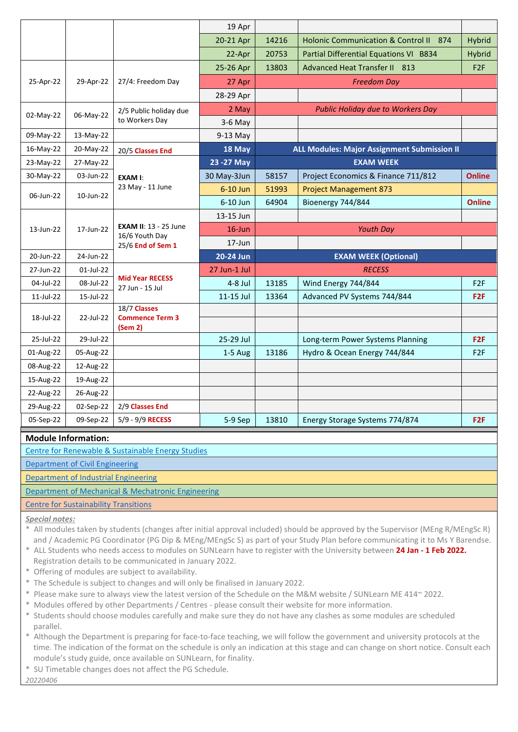| | | | | | | |
|---|---|---|---|---|---|---|
| | | | 19 Apr | | | |
| | | | 20-21 Apr | 14216 | Holonic Communication & Control II 874 | Hybrid |
| | | | 22-Apr | 20753 | Partial Differential Equations VI B834 | Hybrid |
| 25-Apr-22 | 29-Apr-22 | 27/4: Freedom Day | 25-26 Apr | 13803 | Advanced Heat Transfer II 813 | F2F |
| | | | 27 Apr | *Freedom Day* | | |
| | | | 28-29 Apr | | | |
| 02-May-22 | 06-May-22 | 2/5 Public holiday due to Workers Day | 2 May | *Public Holiday due to Workers Day* | | |
| | | | 3-6 May | | | |
| 09-May-22 | 13-May-22 | | 9-13 May | | | |
| 16-May-22 | 20-May-22 | 20/5 **Classes End** | **18 May** | **ALL Modules: Major Assignment Submission II** | | |
| 23-May-22 | 27-May-22 | **EXAM I**: 23 May - 11 June | **23 -27 May** | **EXAM WEEK** | | |
| 30-May-22 | 03-Jun-22 | | 30 May-3Jun | 58157 | Project Economics & Finance 711/812 | **Online** |
| 06-Jun-22 | 10-Jun-22 | | 6-10 Jun | 51993 | Project Management 873 | |
| | | | 6-10 Jun | 64904 | Bioenergy 744/844 | **Online** |
| 13-Jun-22 | 17-Jun-22 | **EXAM II**: 13 - 25 June 16/6 Youth Day 25/6 **End of Sem 1** | 13-15 Jun | | | |
| | | | 16-Jun | *Youth Day* | | |
| | | | 17-Jun | | | |
| 20-Jun-22 | 24-Jun-22 | | **20-24 Jun** | **EXAM WEEK (Optional)** | | |
| 27-Jun-22 | 01-Jul-22 | **Mid Year RECESS** 27 Jun - 15 Jul | 27 Jun-1 Jul | *RECESS* | | |
| 04-Jul-22 | 08-Jul-22 | | 4-8 Jul | 13185 | Wind Energy 744/844 | F2F |
| 11-Jul-22 | 15-Jul-22 | | 11-15 Jul | 13364 | Advanced PV Systems 744/844 | **F2F** |
| 18-Jul-22 | 22-Jul-22 | 18/7 **Classes Commence Term 3 (Sem 2)** | | | | |
| 25-Jul-22 | 29-Jul-22 | | 25-29 Jul | | Long-term Power Systems Planning | **F2F** |
| 01-Aug-22 | 05-Aug-22 | | 1-5 Aug | 13186 | Hydro & Ocean Energy 744/844 | F2F |
| 08-Aug-22 | 12-Aug-22 | | | | | |
| 15-Aug-22 | 19-Aug-22 | | | | | |
| 22-Aug-22 | 26-Aug-22 | | | | | |
| 29-Aug-22 | 02-Sep-22 | 2/9 **Classes End** | | | | |
| 05-Sep-22 | 09-Sep-22 | 5/9 - 9/9 **RECESS** | 5-9 Sep | 13810 | Energy Storage Systems 774/874 | **F2F** |

**Module Information:**

Centre for Renewable & Sustainable Energy Studies

Department of Civil Engineering

Department of Industrial Engineering

Department of Mechanical & Mechatronic Engineering

Centre for Sustainability Transitions

***Special notes:***

* All modules taken by students (changes after initial approval included) should be approved by the Supervisor (MEng R/MEngSc R) and / Academic PG Coordinator (PG Dip & MEng/MEngSc S) as part of your Study Plan before communicating it to Ms Y Barendse.
* ALL Students who needs access to modules on SUNLearn have to register with the University between **24 Jan - 1 Feb 2022.** Registration details to be communicated in January 2022.
* Offering of modules are subject to availability.
* The Schedule is subject to changes and will only be finalised in January 2022.
* Please make sure to always view the latest version of the Schedule on the M&M website / SUNLearn ME 414~ 2022.
* Modules offered by other Departments / Centres - please consult their website for more information.
* Students should choose modules carefully and make sure they do not have any clashes as some modules are scheduled parallel.
* Although the Department is preparing for face-to-face teaching, we will follow the government and university protocols at the time. The indication of the format on the schedule is only an indication at this stage and can change on short notice. Consult each module's study guide, once available on SUNLearn, for finality.
* SU Timetable changes does not affect the PG Schedule.

*20220406*